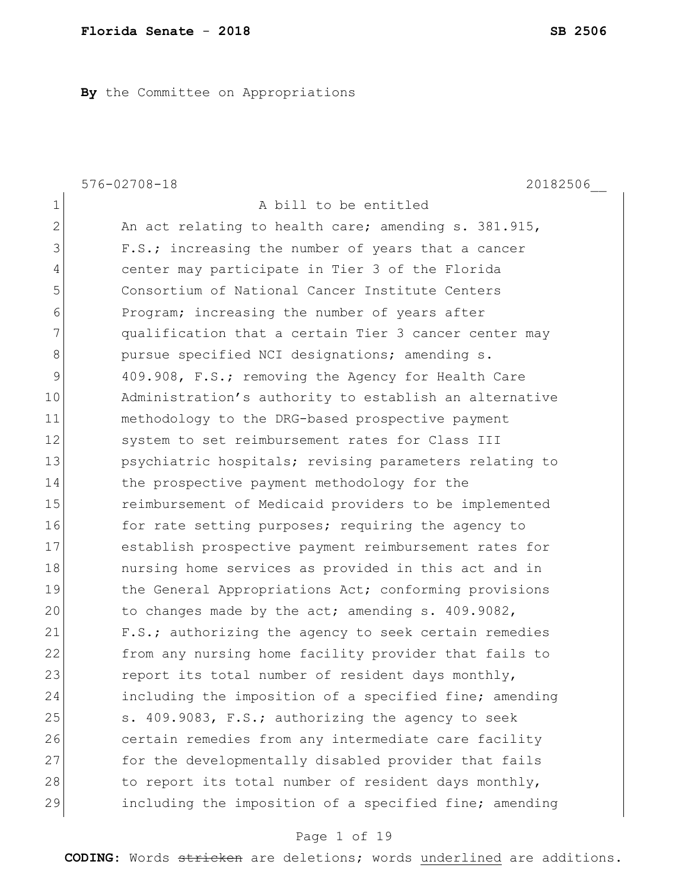**By** the Committee on Appropriations

576-02708-18 20182506__

1 A bill to be entitled
2 An act relating to health care; amending s. 381.915,
3 F.S.; increasing the number of years that a cancer
4 center may participate in Tier 3 of the Florida
5 Consortium of National Cancer Institute Centers
6 Program; increasing the number of years after
7 qualification that a certain Tier 3 cancer center may
8 pursue specified NCI designations; amending s.
9 409.908, F.S.; removing the Agency for Health Care
10 Administration's authority to establish an alternative
11 methodology to the DRG-based prospective payment
12 system to set reimbursement rates for Class III
13 psychiatric hospitals; revising parameters relating to
14 the prospective payment methodology for the
15 reimbursement of Medicaid providers to be implemented
16 for rate setting purposes; requiring the agency to
17 establish prospective payment reimbursement rates for
18 nursing home services as provided in this act and in
19 the General Appropriations Act; conforming provisions
20 to changes made by the act; amending s. 409.9082,
21 F.S.; authorizing the agency to seek certain remedies
22 from any nursing home facility provider that fails to
23 report its total number of resident days monthly,
24 including the imposition of a specified fine; amending
25 s. 409.9083, F.S.; authorizing the agency to seek
26 certain remedies from any intermediate care facility
27 for the developmentally disabled provider that fails
28 to report its total number of resident days monthly,
29 including the imposition of a specified fine; amending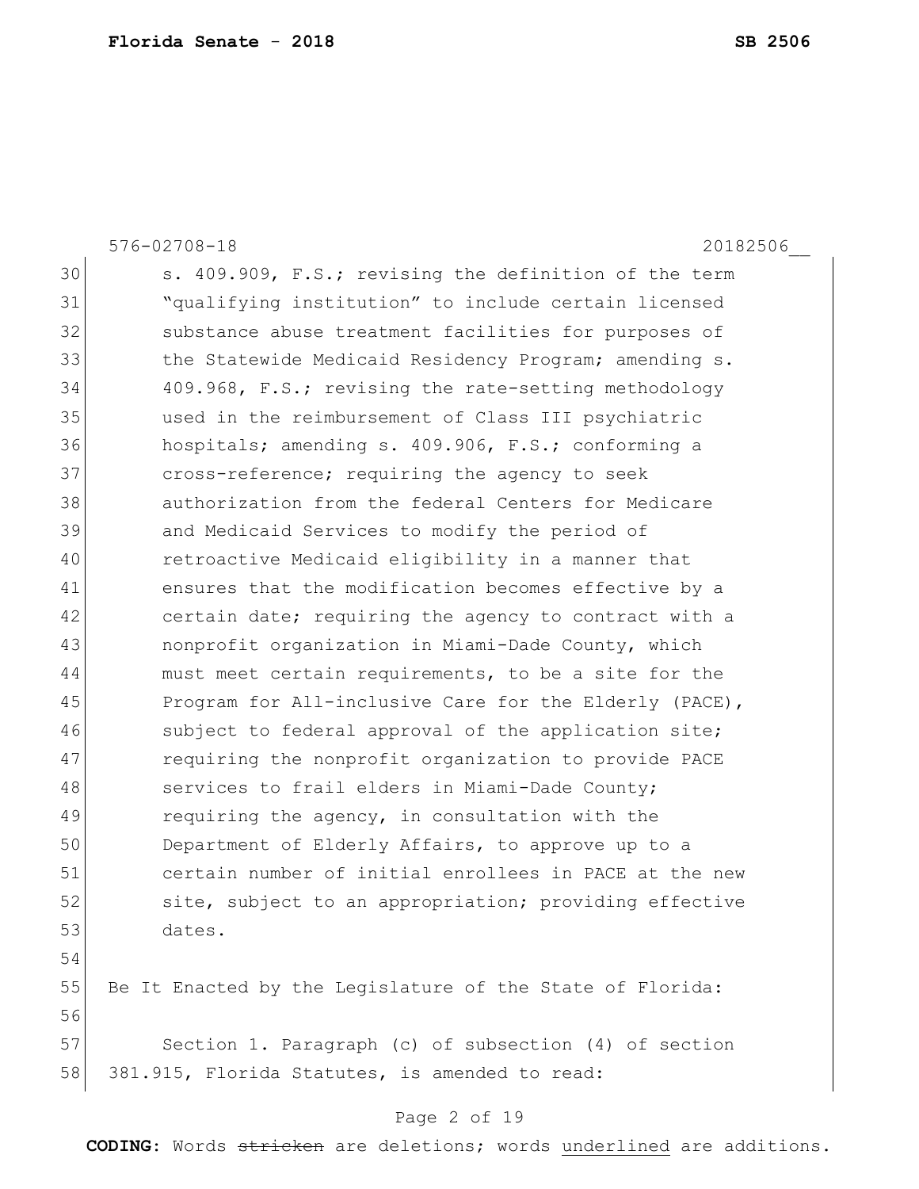s. 409.909, F.S.; revising the definition of the term "qualifying institution" to include certain licensed substance abuse treatment facilities for purposes of the Statewide Medicaid Residency Program; amending s. 409.968, F.S.; revising the rate-setting methodology used in the reimbursement of Class III psychiatric hospitals; amending s. 409.906, F.S.; conforming a cross-reference; requiring the agency to seek authorization from the federal Centers for Medicare and Medicaid Services to modify the period of retroactive Medicaid eligibility in a manner that ensures that the modification becomes effective by a certain date; requiring the agency to contract with a nonprofit organization in Miami-Dade County, which must meet certain requirements, to be a site for the Program for All-inclusive Care for the Elderly (PACE), subject to federal approval of the application site; requiring the nonprofit organization to provide PACE services to frail elders in Miami-Dade County; requiring the agency, in consultation with the Department of Elderly Affairs, to approve up to a certain number of initial enrollees in PACE at the new site, subject to an appropriation; providing effective dates.

Be It Enacted by the Legislature of the State of Florida:

Section 1. Paragraph (c) of subsection (4) of section 381.915, Florida Statutes, is amended to read: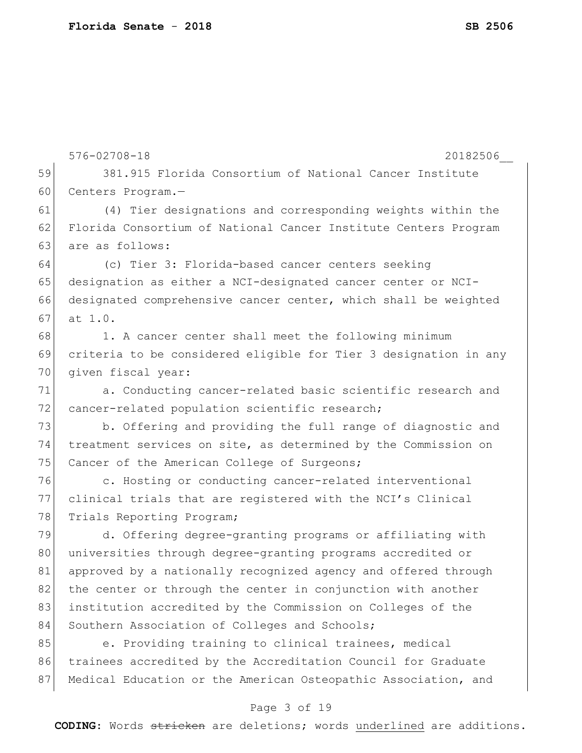381.915 Florida Consortium of National Cancer Institute Centers Program.—

(4) Tier designations and corresponding weights within the Florida Consortium of National Cancer Institute Centers Program are as follows:

(c) Tier 3: Florida-based cancer centers seeking designation as either a NCI-designated cancer center or NCI-designated comprehensive cancer center, which shall be weighted at 1.0.

1. A cancer center shall meet the following minimum criteria to be considered eligible for Tier 3 designation in any given fiscal year:

a. Conducting cancer-related basic scientific research and cancer-related population scientific research;

b. Offering and providing the full range of diagnostic and treatment services on site, as determined by the Commission on Cancer of the American College of Surgeons;

c. Hosting or conducting cancer-related interventional clinical trials that are registered with the NCI's Clinical Trials Reporting Program;

d. Offering degree-granting programs or affiliating with universities through degree-granting programs accredited or approved by a nationally recognized agency and offered through the center or through the center in conjunction with another institution accredited by the Commission on Colleges of the Southern Association of Colleges and Schools;

e. Providing training to clinical trainees, medical trainees accredited by the Accreditation Council for Graduate Medical Education or the American Osteopathic Association, and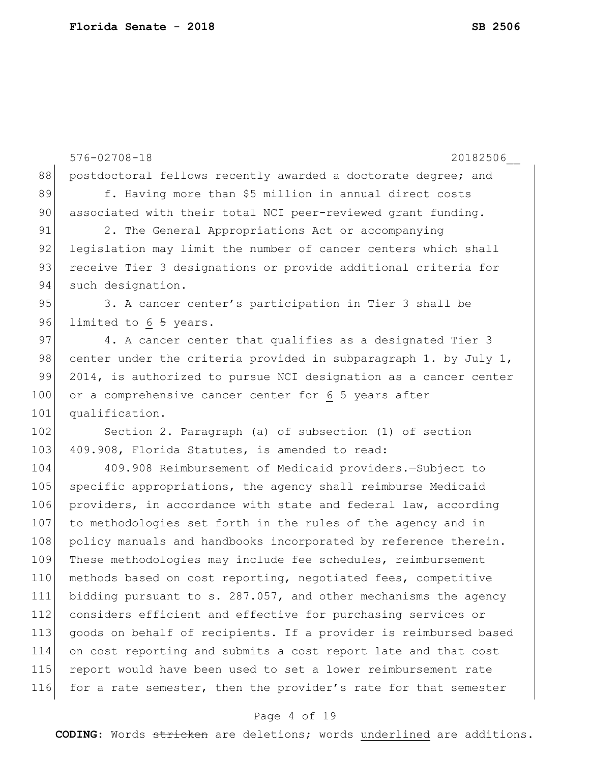postdoctoral fellows recently awarded a doctorate degree; and

f. Having more than $5 million in annual direct costs associated with their total NCI peer-reviewed grant funding.

2. The General Appropriations Act or accompanying legislation may limit the number of cancer centers which shall receive Tier 3 designations or provide additional criteria for such designation.

3. A cancer center's participation in Tier 3 shall be limited to <u>6</u> ~~5~~ years.

4. A cancer center that qualifies as a designated Tier 3 center under the criteria provided in subparagraph 1. by July 1, 2014, is authorized to pursue NCI designation as a cancer center or a comprehensive cancer center for <u>6</u> ~~5~~ years after qualification.

Section 2. Paragraph (a) of subsection (1) of section 409.908, Florida Statutes, is amended to read:

409.908 Reimbursement of Medicaid providers.—Subject to specific appropriations, the agency shall reimburse Medicaid providers, in accordance with state and federal law, according to methodologies set forth in the rules of the agency and in policy manuals and handbooks incorporated by reference therein. These methodologies may include fee schedules, reimbursement methods based on cost reporting, negotiated fees, competitive bidding pursuant to s. 287.057, and other mechanisms the agency considers efficient and effective for purchasing services or goods on behalf of recipients. If a provider is reimbursed based on cost reporting and submits a cost report late and that cost report would have been used to set a lower reimbursement rate for a rate semester, then the provider's rate for that semester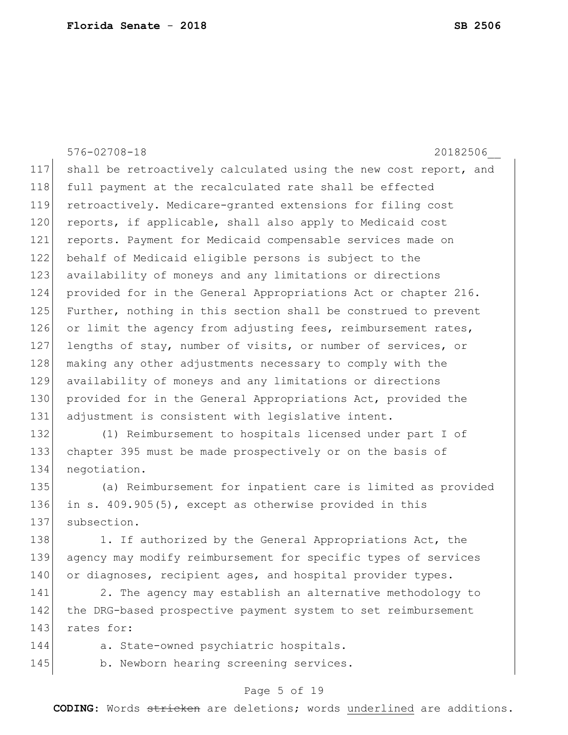shall be retroactively calculated using the new cost report, and full payment at the recalculated rate shall be effected retroactively. Medicare-granted extensions for filing cost reports, if applicable, shall also apply to Medicaid cost reports. Payment for Medicaid compensable services made on behalf of Medicaid eligible persons is subject to the availability of moneys and any limitations or directions provided for in the General Appropriations Act or chapter 216. Further, nothing in this section shall be construed to prevent or limit the agency from adjusting fees, reimbursement rates, lengths of stay, number of visits, or number of services, or making any other adjustments necessary to comply with the availability of moneys and any limitations or directions provided for in the General Appropriations Act, provided the adjustment is consistent with legislative intent.

(1) Reimbursement to hospitals licensed under part I of chapter 395 must be made prospectively or on the basis of negotiation.

(a) Reimbursement for inpatient care is limited as provided in s. 409.905(5), except as otherwise provided in this subsection.

1. If authorized by the General Appropriations Act, the agency may modify reimbursement for specific types of services or diagnoses, recipient ages, and hospital provider types.

2. The agency may establish an alternative methodology to the DRG-based prospective payment system to set reimbursement rates for:

a. State-owned psychiatric hospitals.

b. Newborn hearing screening services.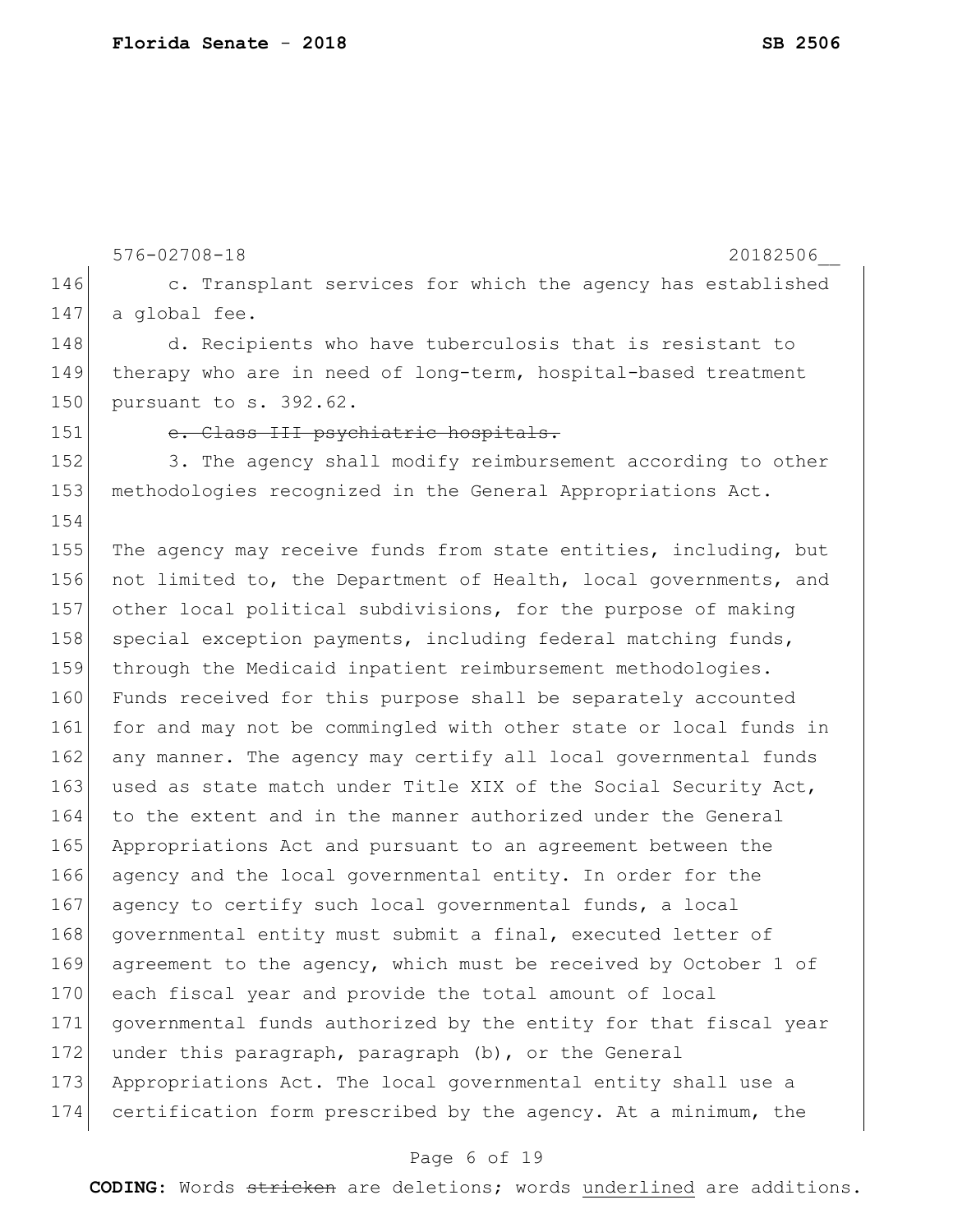c. Transplant services for which the agency has established a global fee.

d. Recipients who have tuberculosis that is resistant to therapy who are in need of long-term, hospital-based treatment pursuant to s. 392.62.

~~e. Class III psychiatric hospitals.~~

3. The agency shall modify reimbursement according to other methodologies recognized in the General Appropriations Act.

The agency may receive funds from state entities, including, but not limited to, the Department of Health, local governments, and other local political subdivisions, for the purpose of making special exception payments, including federal matching funds, through the Medicaid inpatient reimbursement methodologies. Funds received for this purpose shall be separately accounted for and may not be commingled with other state or local funds in any manner. The agency may certify all local governmental funds used as state match under Title XIX of the Social Security Act, to the extent and in the manner authorized under the General Appropriations Act and pursuant to an agreement between the agency and the local governmental entity. In order for the agency to certify such local governmental funds, a local governmental entity must submit a final, executed letter of agreement to the agency, which must be received by October 1 of each fiscal year and provide the total amount of local governmental funds authorized by the entity for that fiscal year under this paragraph, paragraph (b), or the General Appropriations Act. The local governmental entity shall use a certification form prescribed by the agency. At a minimum, the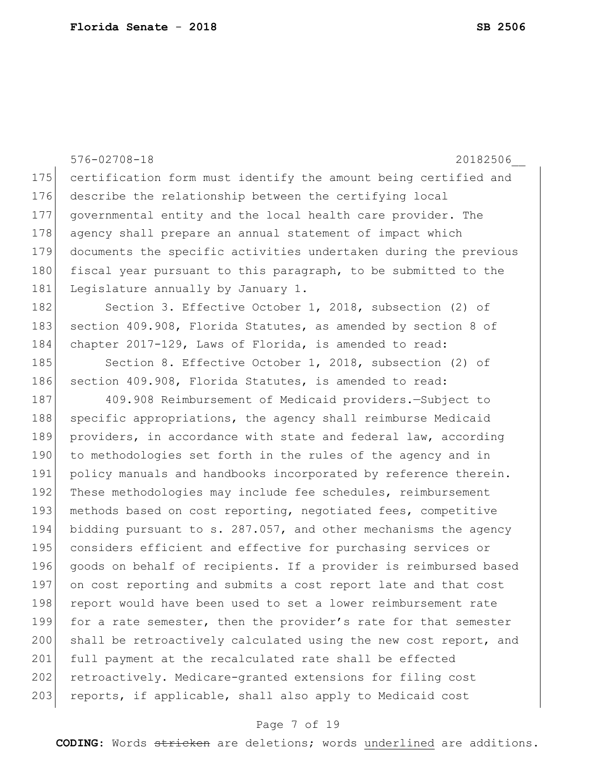576-02708-18 20182506__

175 certification form must identify the amount being certified and
176 describe the relationship between the certifying local
177 governmental entity and the local health care provider. The
178 agency shall prepare an annual statement of impact which
179 documents the specific activities undertaken during the previous
180 fiscal year pursuant to this paragraph, to be submitted to the
181 Legislature annually by January 1.

182 Section 3. Effective October 1, 2018, subsection (2) of
183 section 409.908, Florida Statutes, as amended by section 8 of
184 chapter 2017-129, Laws of Florida, is amended to read:

185 Section 8. Effective October 1, 2018, subsection (2) of
186 section 409.908, Florida Statutes, is amended to read:

187 409.908 Reimbursement of Medicaid providers.—Subject to
188 specific appropriations, the agency shall reimburse Medicaid
189 providers, in accordance with state and federal law, according
190 to methodologies set forth in the rules of the agency and in
191 policy manuals and handbooks incorporated by reference therein.
192 These methodologies may include fee schedules, reimbursement
193 methods based on cost reporting, negotiated fees, competitive
194 bidding pursuant to s. 287.057, and other mechanisms the agency
195 considers efficient and effective for purchasing services or
196 goods on behalf of recipients. If a provider is reimbursed based
197 on cost reporting and submits a cost report late and that cost
198 report would have been used to set a lower reimbursement rate
199 for a rate semester, then the provider's rate for that semester
200 shall be retroactively calculated using the new cost report, and
201 full payment at the recalculated rate shall be effected
202 retroactively. Medicare-granted extensions for filing cost
203 reports, if applicable, shall also apply to Medicaid cost

**CODING:** Words ~~stricken~~ are deletions; words <u>underlined</u> are additions.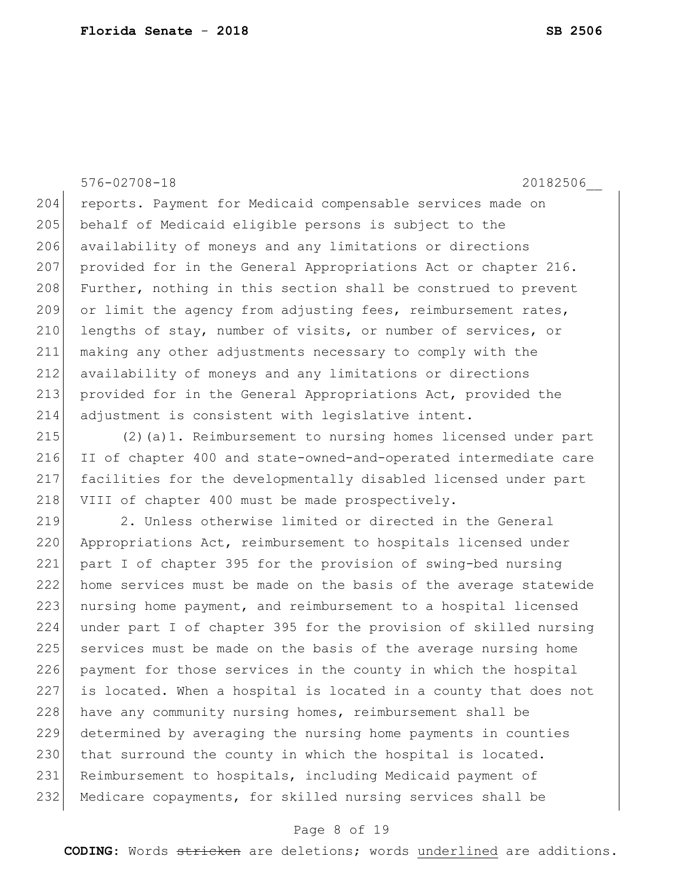reports. Payment for Medicaid compensable services made on behalf of Medicaid eligible persons is subject to the availability of moneys and any limitations or directions provided for in the General Appropriations Act or chapter 216. Further, nothing in this section shall be construed to prevent or limit the agency from adjusting fees, reimbursement rates, lengths of stay, number of visits, or number of services, or making any other adjustments necessary to comply with the availability of moneys and any limitations or directions provided for in the General Appropriations Act, provided the adjustment is consistent with legislative intent.

(2)(a)1. Reimbursement to nursing homes licensed under part II of chapter 400 and state-owned-and-operated intermediate care facilities for the developmentally disabled licensed under part VIII of chapter 400 must be made prospectively.

2. Unless otherwise limited or directed in the General Appropriations Act, reimbursement to hospitals licensed under part I of chapter 395 for the provision of swing-bed nursing home services must be made on the basis of the average statewide nursing home payment, and reimbursement to a hospital licensed under part I of chapter 395 for the provision of skilled nursing services must be made on the basis of the average nursing home payment for those services in the county in which the hospital is located. When a hospital is located in a county that does not have any community nursing homes, reimbursement shall be determined by averaging the nursing home payments in counties that surround the county in which the hospital is located. Reimbursement to hospitals, including Medicaid payment of Medicare copayments, for skilled nursing services shall be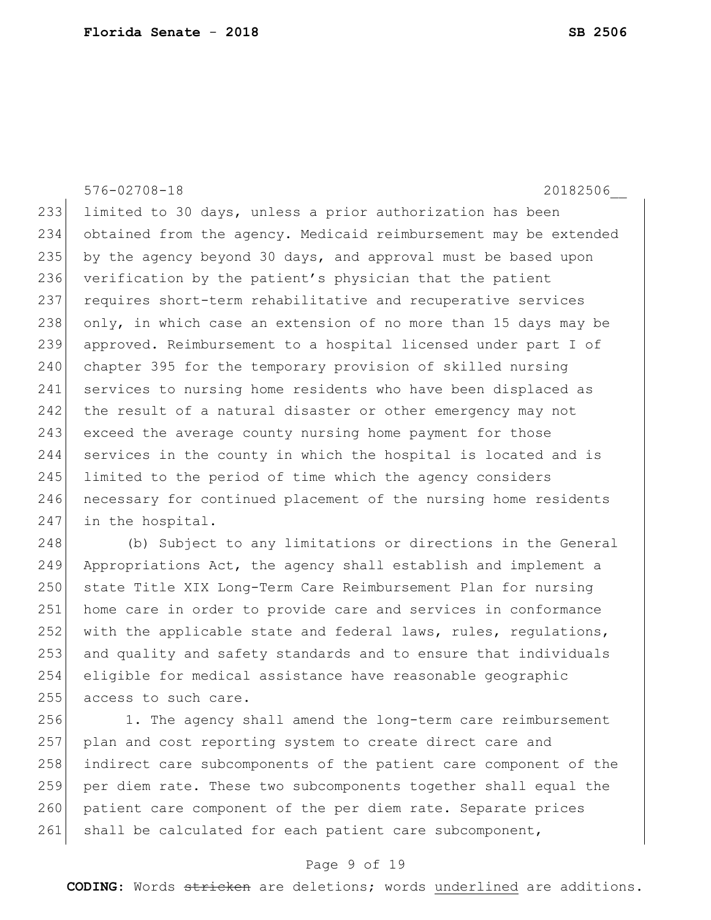limited to 30 days, unless a prior authorization has been obtained from the agency. Medicaid reimbursement may be extended by the agency beyond 30 days, and approval must be based upon verification by the patient's physician that the patient requires short-term rehabilitative and recuperative services only, in which case an extension of no more than 15 days may be approved. Reimbursement to a hospital licensed under part I of chapter 395 for the temporary provision of skilled nursing services to nursing home residents who have been displaced as the result of a natural disaster or other emergency may not exceed the average county nursing home payment for those services in the county in which the hospital is located and is limited to the period of time which the agency considers necessary for continued placement of the nursing home residents in the hospital.

(b) Subject to any limitations or directions in the General Appropriations Act, the agency shall establish and implement a state Title XIX Long-Term Care Reimbursement Plan for nursing home care in order to provide care and services in conformance with the applicable state and federal laws, rules, regulations, and quality and safety standards and to ensure that individuals eligible for medical assistance have reasonable geographic access to such care.

1. The agency shall amend the long-term care reimbursement plan and cost reporting system to create direct care and indirect care subcomponents of the patient care component of the per diem rate. These two subcomponents together shall equal the patient care component of the per diem rate. Separate prices shall be calculated for each patient care subcomponent,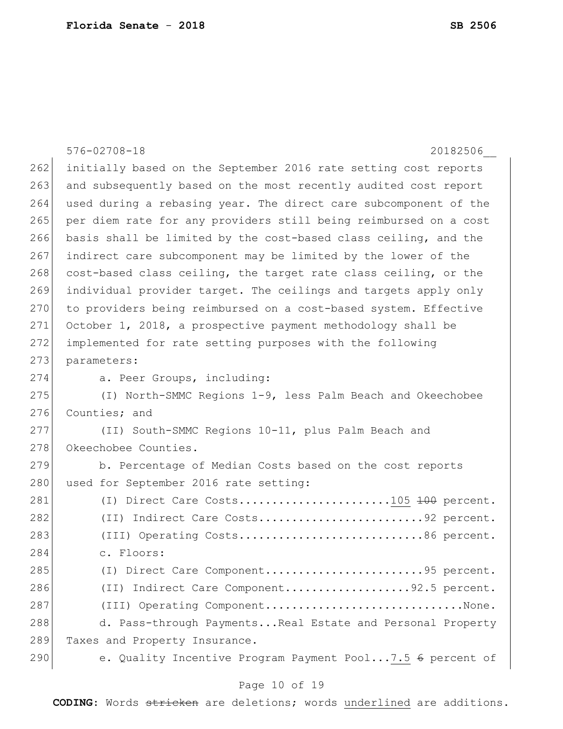576-02708-18 20182506__

initially based on the September 2016 rate setting cost reports and subsequently based on the most recently audited cost report used during a rebasing year. The direct care subcomponent of the per diem rate for any providers still being reimbursed on a cost basis shall be limited by the cost-based class ceiling, and the indirect care subcomponent may be limited by the lower of the cost-based class ceiling, the target rate class ceiling, or the individual provider target. The ceilings and targets apply only to providers being reimbursed on a cost-based system. Effective October 1, 2018, a prospective payment methodology shall be implemented for rate setting purposes with the following parameters:

a. Peer Groups, including:

(I) North-SMMC Regions 1-9, less Palm Beach and Okeechobee Counties; and

(II) South-SMMC Regions 10-11, plus Palm Beach and Okeechobee Counties.

b. Percentage of Median Costs based on the cost reports used for September 2016 rate setting:

(I) Direct Care Costs........................<u>105</u> ~~100~~ percent.

(II) Indirect Care Costs..........................92 percent.

(III) Operating Costs............................86 percent.

c. Floors:

(I) Direct Care Component........................95 percent.

(II) Indirect Care Component...................92.5 percent.

(III) Operating Component............................None.

d. Pass-through Payments...Real Estate and Personal Property Taxes and Property Insurance.

e. Quality Incentive Program Payment Pool...<u>7.5</u> ~~6~~ percent of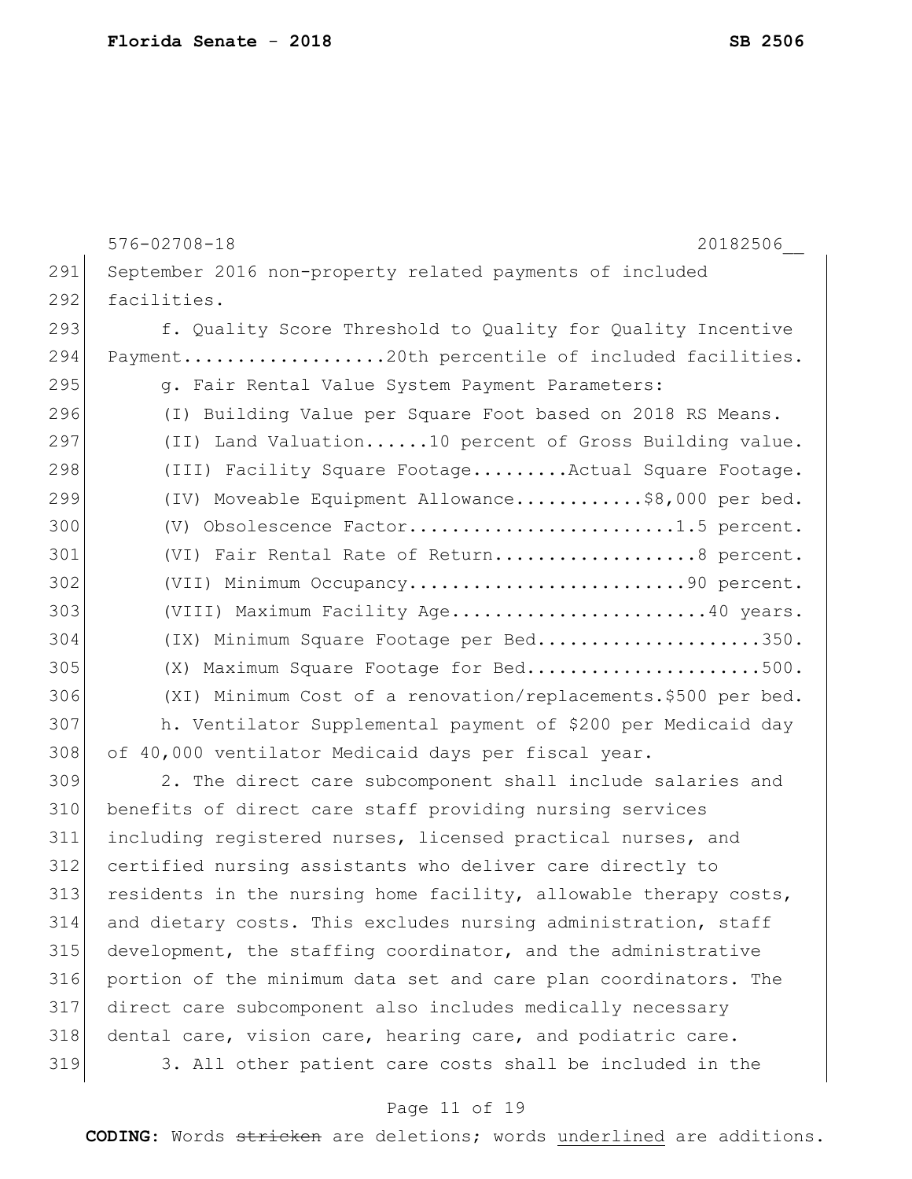September 2016 non-property related payments of included facilities.

f. Quality Score Threshold to Quality for Quality Incentive Payment...................20th percentile of included facilities.

g. Fair Rental Value System Payment Parameters:

(I) Building Value per Square Foot based on 2018 RS Means.

(II) Land Valuation......10 percent of Gross Building value.

(III) Facility Square Footage.........Actual Square Footage.

(IV) Moveable Equipment Allowance............$8,000 per bed.

(V) Obsolescence Factor.........................1.5 percent.

(VI) Fair Rental Rate of Return...................8 percent.

(VII) Minimum Occupancy..........................90 percent.

(VIII) Maximum Facility Age........................40 years.

(IX) Minimum Square Footage per Bed.....................350.

(X) Maximum Square Footage for Bed......................500.

(XI) Minimum Cost of a renovation/replacements.$500 per bed.

h. Ventilator Supplemental payment of $200 per Medicaid day of 40,000 ventilator Medicaid days per fiscal year.

2. The direct care subcomponent shall include salaries and benefits of direct care staff providing nursing services including registered nurses, licensed practical nurses, and certified nursing assistants who deliver care directly to residents in the nursing home facility, allowable therapy costs, and dietary costs. This excludes nursing administration, staff development, the staffing coordinator, and the administrative portion of the minimum data set and care plan coordinators. The direct care subcomponent also includes medically necessary dental care, vision care, hearing care, and podiatric care.

3. All other patient care costs shall be included in the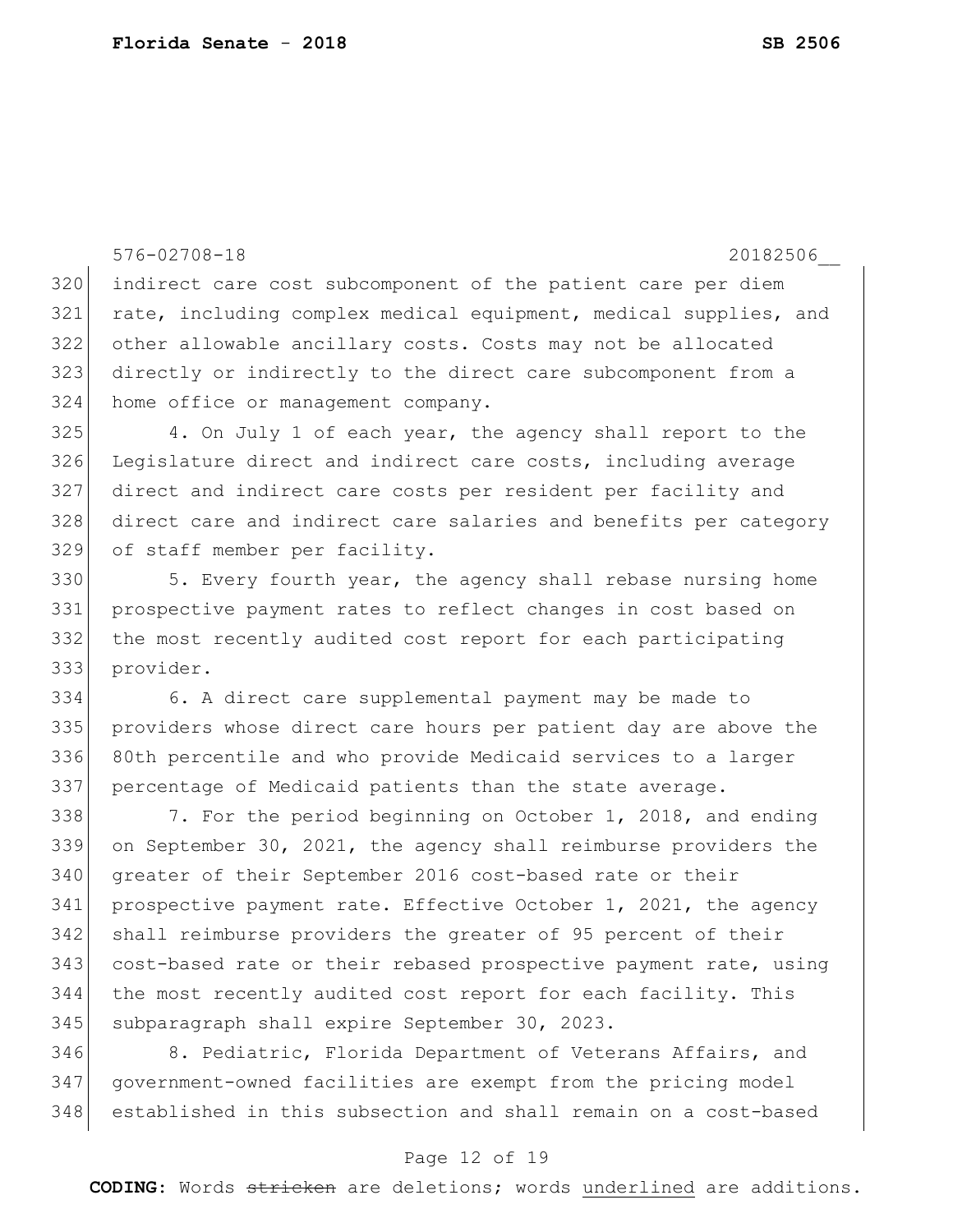indirect care cost subcomponent of the patient care per diem rate, including complex medical equipment, medical supplies, and other allowable ancillary costs. Costs may not be allocated directly or indirectly to the direct care subcomponent from a home office or management company.

4. On July 1 of each year, the agency shall report to the Legislature direct and indirect care costs, including average direct and indirect care costs per resident per facility and direct care and indirect care salaries and benefits per category of staff member per facility.

5. Every fourth year, the agency shall rebase nursing home prospective payment rates to reflect changes in cost based on the most recently audited cost report for each participating provider.

6. A direct care supplemental payment may be made to providers whose direct care hours per patient day are above the 80th percentile and who provide Medicaid services to a larger percentage of Medicaid patients than the state average.

7. For the period beginning on October 1, 2018, and ending on September 30, 2021, the agency shall reimburse providers the greater of their September 2016 cost-based rate or their prospective payment rate. Effective October 1, 2021, the agency shall reimburse providers the greater of 95 percent of their cost-based rate or their rebased prospective payment rate, using the most recently audited cost report for each facility. This subparagraph shall expire September 30, 2023.

8. Pediatric, Florida Department of Veterans Affairs, and government-owned facilities are exempt from the pricing model established in this subsection and shall remain on a cost-based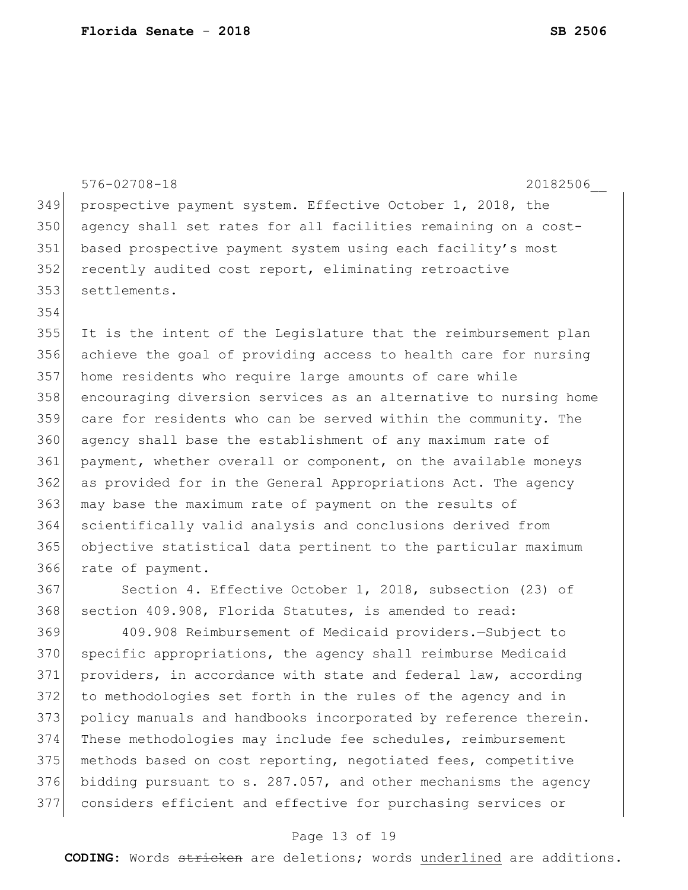prospective payment system. Effective October 1, 2018, the agency shall set rates for all facilities remaining on a cost-based prospective payment system using each facility's most recently audited cost report, eliminating retroactive settlements.

It is the intent of the Legislature that the reimbursement plan achieve the goal of providing access to health care for nursing home residents who require large amounts of care while encouraging diversion services as an alternative to nursing home care for residents who can be served within the community. The agency shall base the establishment of any maximum rate of payment, whether overall or component, on the available moneys as provided for in the General Appropriations Act. The agency may base the maximum rate of payment on the results of scientifically valid analysis and conclusions derived from objective statistical data pertinent to the particular maximum rate of payment.

Section 4. Effective October 1, 2018, subsection (23) of section 409.908, Florida Statutes, is amended to read:

409.908 Reimbursement of Medicaid providers.—Subject to specific appropriations, the agency shall reimburse Medicaid providers, in accordance with state and federal law, according to methodologies set forth in the rules of the agency and in policy manuals and handbooks incorporated by reference therein. These methodologies may include fee schedules, reimbursement methods based on cost reporting, negotiated fees, competitive bidding pursuant to s. 287.057, and other mechanisms the agency considers efficient and effective for purchasing services or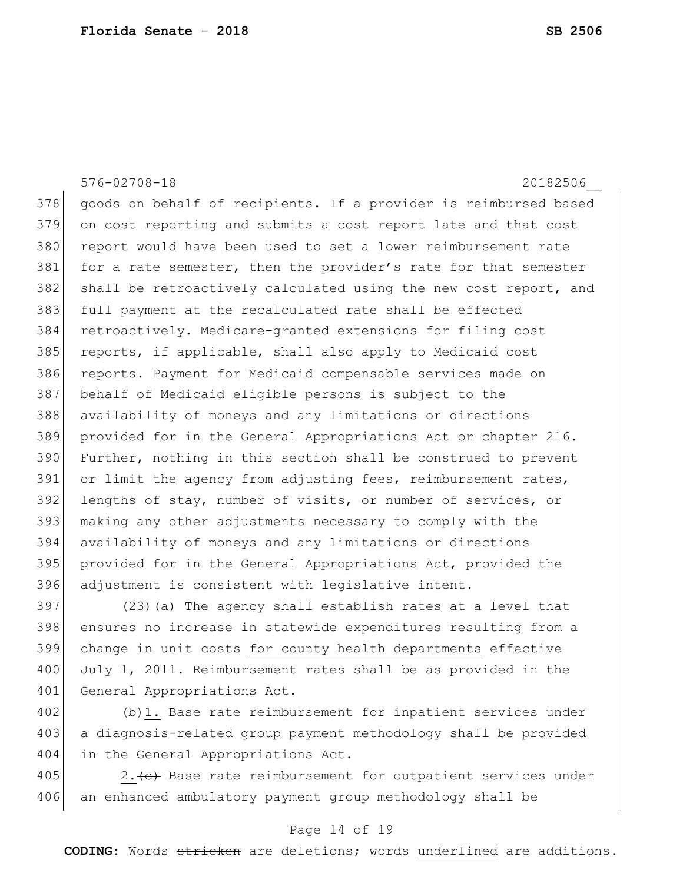goods on behalf of recipients. If a provider is reimbursed based on cost reporting and submits a cost report late and that cost report would have been used to set a lower reimbursement rate for a rate semester, then the provider's rate for that semester shall be retroactively calculated using the new cost report, and full payment at the recalculated rate shall be effected retroactively. Medicare-granted extensions for filing cost reports, if applicable, shall also apply to Medicaid cost reports. Payment for Medicaid compensable services made on behalf of Medicaid eligible persons is subject to the availability of moneys and any limitations or directions provided for in the General Appropriations Act or chapter 216. Further, nothing in this section shall be construed to prevent or limit the agency from adjusting fees, reimbursement rates, lengths of stay, number of visits, or number of services, or making any other adjustments necessary to comply with the availability of moneys and any limitations or directions provided for in the General Appropriations Act, provided the adjustment is consistent with legislative intent.

(23)(a) The agency shall establish rates at a level that ensures no increase in statewide expenditures resulting from a change in unit costs for county health departments effective July 1, 2011. Reimbursement rates shall be as provided in the General Appropriations Act.

(b)1. Base rate reimbursement for inpatient services under a diagnosis-related group payment methodology shall be provided in the General Appropriations Act.

2.~~(c)~~ Base rate reimbursement for outpatient services under an enhanced ambulatory payment group methodology shall be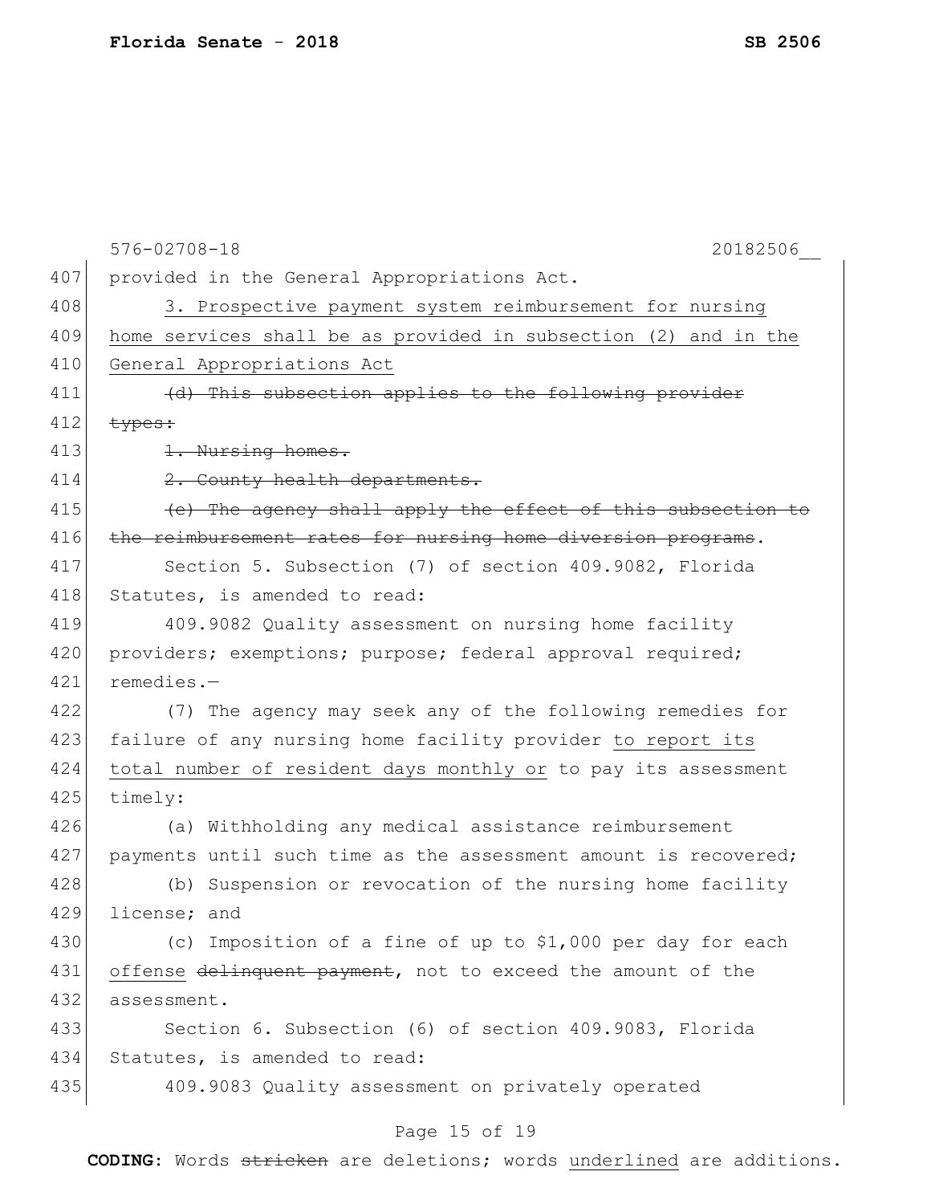provided in the General Appropriations Act.

3. Prospective payment system reimbursement for nursing home services shall be as provided in subsection (2) and in the General Appropriations Act

~~(d) This subsection applies to the following provider types:~~

~~1. Nursing homes.~~

~~2. County health departments.~~

~~(e) The agency shall apply the effect of this subsection to the reimbursement rates for nursing home diversion programs~~.

Section 5. Subsection (7) of section 409.9082, Florida Statutes, is amended to read:

409.9082 Quality assessment on nursing home facility providers; exemptions; purpose; federal approval required; remedies.—

(7) The agency may seek any of the following remedies for failure of any nursing home facility provider to report its total number of resident days monthly or to pay its assessment timely:

(a) Withholding any medical assistance reimbursement payments until such time as the assessment amount is recovered;

(b) Suspension or revocation of the nursing home facility license; and

(c) Imposition of a fine of up to $1,000 per day for each offense ~~delinquent payment~~, not to exceed the amount of the assessment.

Section 6. Subsection (6) of section 409.9083, Florida Statutes, is amended to read:

409.9083 Quality assessment on privately operated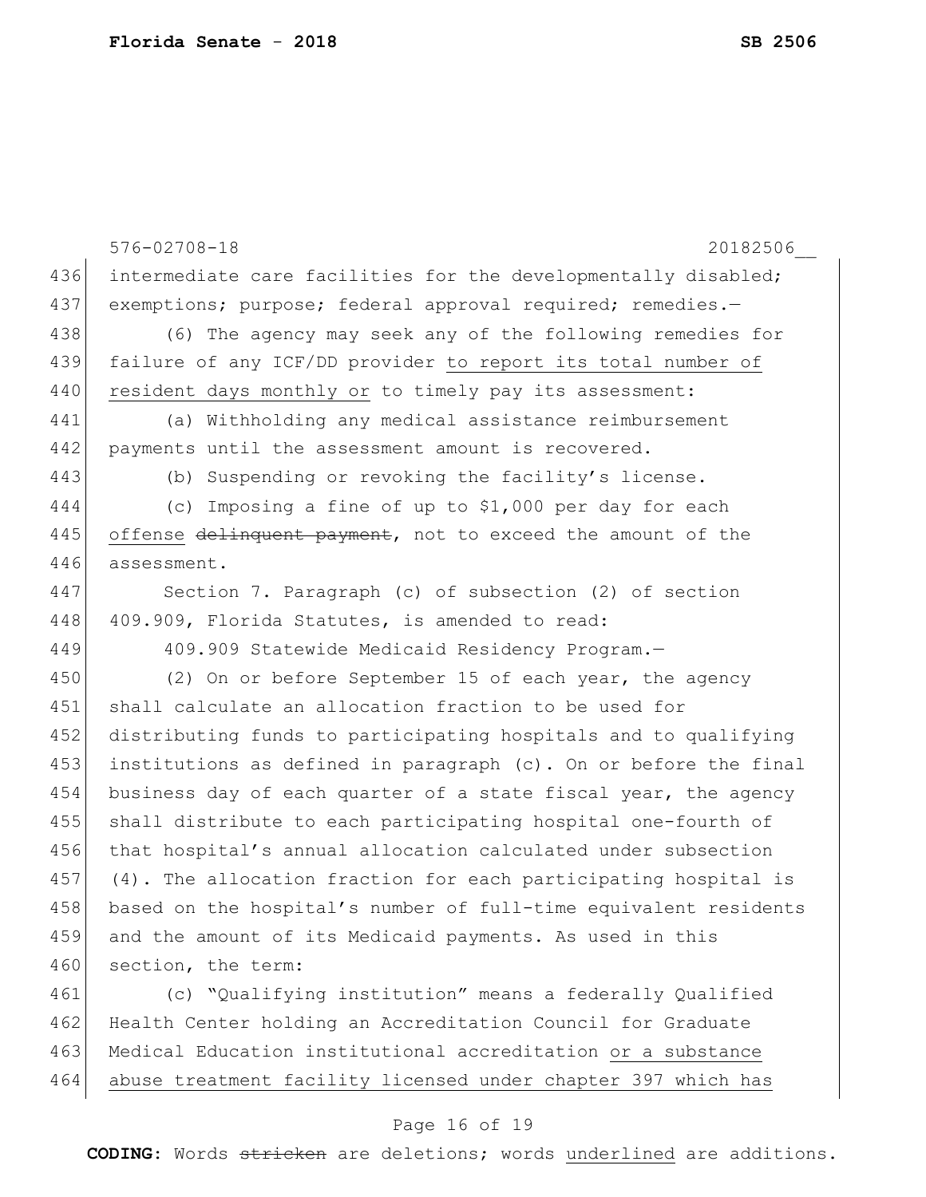intermediate care facilities for the developmentally disabled; exemptions; purpose; federal approval required; remedies.—

(6) The agency may seek any of the following remedies for failure of any ICF/DD provider <u>to report its total number of resident days monthly or</u> to timely pay its assessment:

(a) Withholding any medical assistance reimbursement payments until the assessment amount is recovered.

(b) Suspending or revoking the facility's license.

(c) Imposing a fine of up to $1,000 per day for each <u>offense</u> ~~delinquent payment~~, not to exceed the amount of the assessment.

Section 7. Paragraph (c) of subsection (2) of section 409.909, Florida Statutes, is amended to read:

409.909 Statewide Medicaid Residency Program.—

(2) On or before September 15 of each year, the agency shall calculate an allocation fraction to be used for distributing funds to participating hospitals and to qualifying institutions as defined in paragraph (c). On or before the final business day of each quarter of a state fiscal year, the agency shall distribute to each participating hospital one-fourth of that hospital's annual allocation calculated under subsection (4). The allocation fraction for each participating hospital is based on the hospital's number of full-time equivalent residents and the amount of its Medicaid payments. As used in this section, the term:

(c) "Qualifying institution" means a federally Qualified Health Center holding an Accreditation Council for Graduate Medical Education institutional accreditation <u>or a substance abuse treatment facility licensed under chapter 397 which has</u>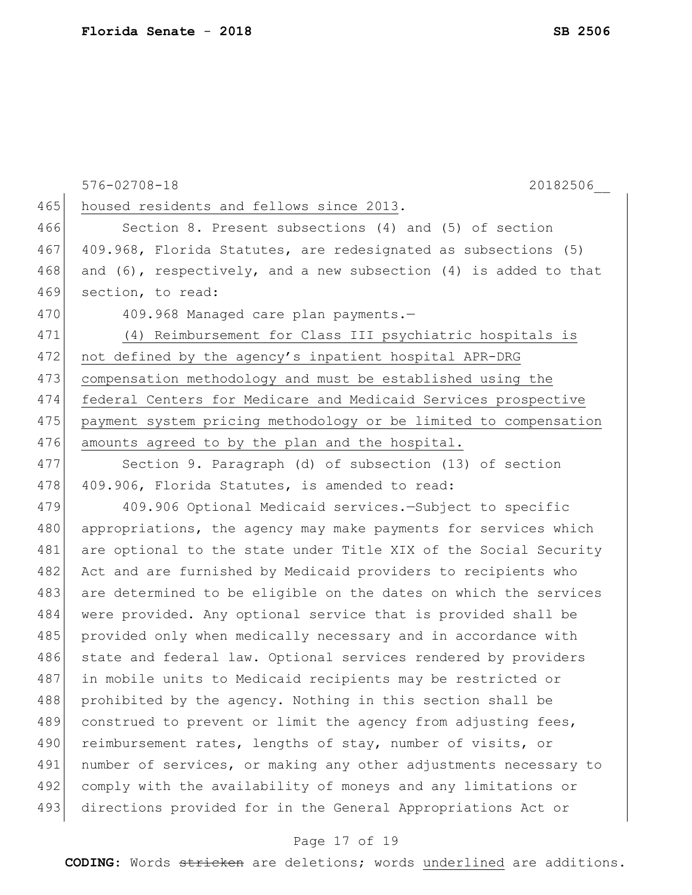housed residents and fellows since 2013.

Section 8. Present subsections (4) and (5) of section 409.968, Florida Statutes, are redesignated as subsections (5) and (6), respectively, and a new subsection (4) is added to that section, to read:

409.968 Managed care plan payments.—

<u>(4) Reimbursement for Class III psychiatric hospitals is not defined by the agency's inpatient hospital APR-DRG compensation methodology and must be established using the federal Centers for Medicare and Medicaid Services prospective payment system pricing methodology or be limited to compensation amounts agreed to by the plan and the hospital.</u>

Section 9. Paragraph (d) of subsection (13) of section 409.906, Florida Statutes, is amended to read:

409.906 Optional Medicaid services.—Subject to specific appropriations, the agency may make payments for services which are optional to the state under Title XIX of the Social Security Act and are furnished by Medicaid providers to recipients who are determined to be eligible on the dates on which the services were provided. Any optional service that is provided shall be provided only when medically necessary and in accordance with state and federal law. Optional services rendered by providers in mobile units to Medicaid recipients may be restricted or prohibited by the agency. Nothing in this section shall be construed to prevent or limit the agency from adjusting fees, reimbursement rates, lengths of stay, number of visits, or number of services, or making any other adjustments necessary to comply with the availability of moneys and any limitations or directions provided for in the General Appropriations Act or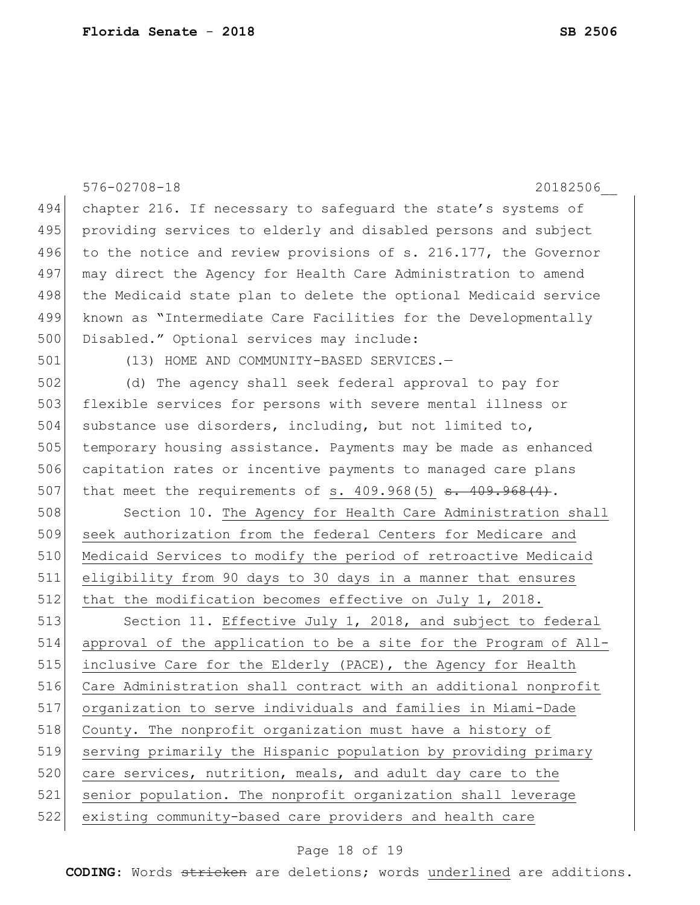chapter 216. If necessary to safeguard the state's systems of providing services to elderly and disabled persons and subject to the notice and review provisions of s. 216.177, the Governor may direct the Agency for Health Care Administration to amend the Medicaid state plan to delete the optional Medicaid service known as "Intermediate Care Facilities for the Developmentally Disabled." Optional services may include:

(13) HOME AND COMMUNITY-BASED SERVICES.—

(d) The agency shall seek federal approval to pay for flexible services for persons with severe mental illness or substance use disorders, including, but not limited to, temporary housing assistance. Payments may be made as enhanced capitation rates or incentive payments to managed care plans that meet the requirements of <u>s. 409.968(5)</u> ~~s. 409.968(4)~~.

Section 10. <u>The Agency for Health Care Administration shall seek authorization from the federal Centers for Medicare and Medicaid Services to modify the period of retroactive Medicaid eligibility from 90 days to 30 days in a manner that ensures that the modification becomes effective on July 1, 2018.</u>

Section 11. <u>Effective July 1, 2018, and subject to federal approval of the application to be a site for the Program of All-inclusive Care for the Elderly (PACE), the Agency for Health Care Administration shall contract with an additional nonprofit organization to serve individuals and families in Miami-Dade County. The nonprofit organization must have a history of serving primarily the Hispanic population by providing primary care services, nutrition, meals, and adult day care to the senior population. The nonprofit organization shall leverage existing community-based care providers and health care</u>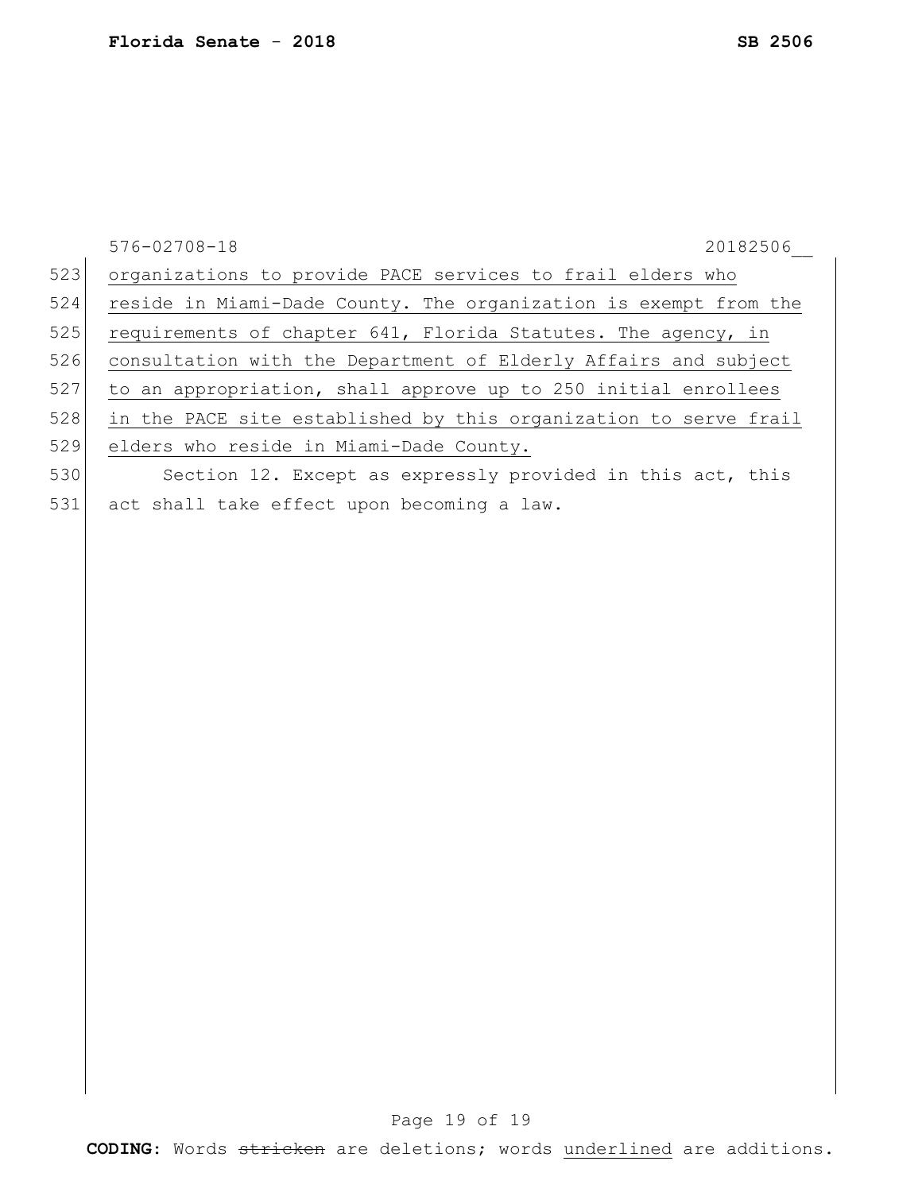576-02708-18 20182506__

523 organizations to provide PACE services to frail elders who
524 reside in Miami-Dade County. The organization is exempt from the
525 requirements of chapter 641, Florida Statutes. The agency, in
526 consultation with the Department of Elderly Affairs and subject
527 to an appropriation, shall approve up to 250 initial enrollees
528 in the PACE site established by this organization to serve frail
529 elders who reside in Miami-Dade County.

530 Section 12. Except as expressly provided in this act, this
531 act shall take effect upon becoming a law.

**CODING:** Words ~~stricken~~ are deletions; words underlined are additions.